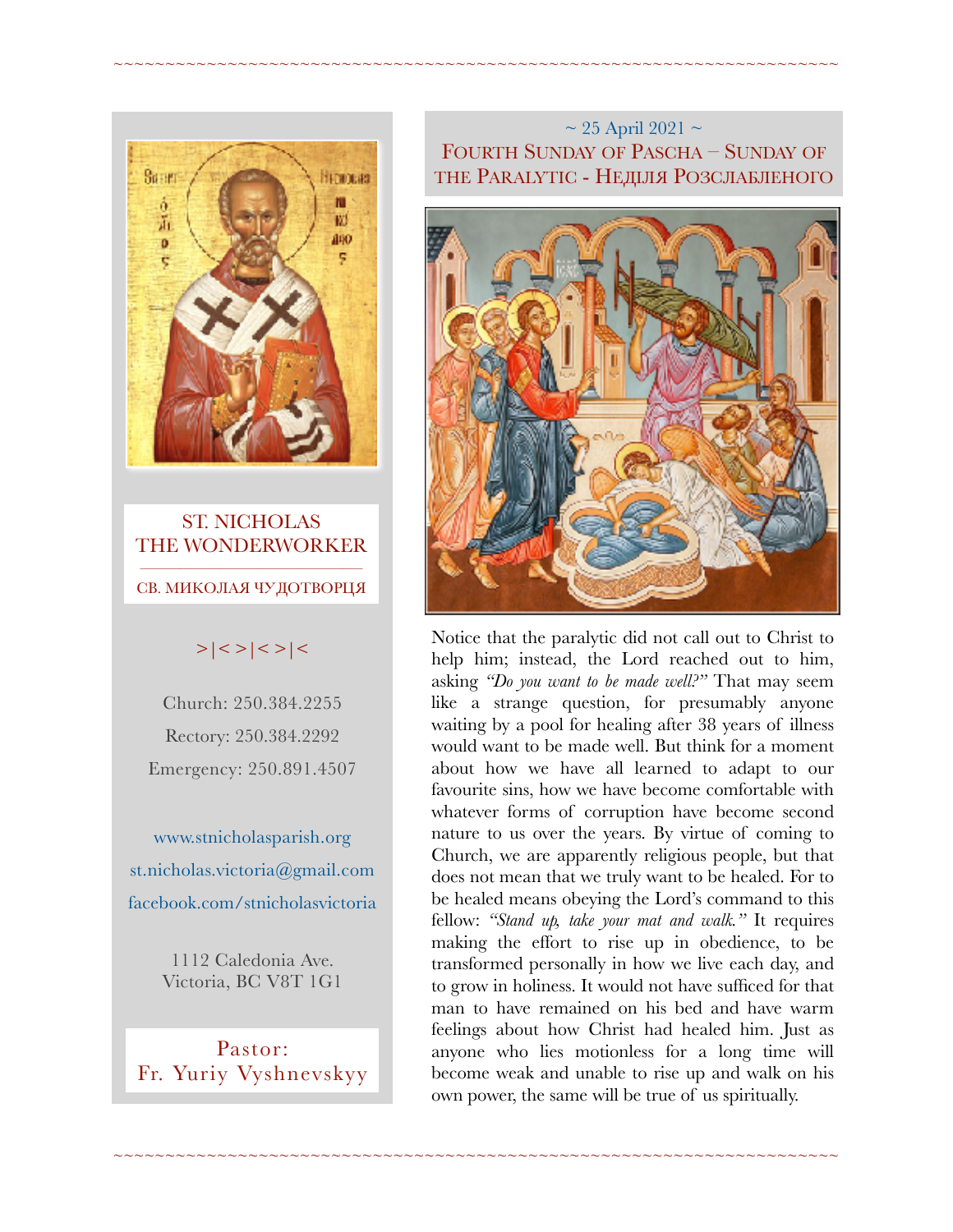ST. NICHOLAS THE WONDERWORKER

СВ. МИКОЛАЯ ЧУДОТВОРЦЯ

>|<>|<>|<

Church: 250.384.2255

Rectory: 250.384.2292

Emergency: 250.891.4507

www.stnicholasparish.org

st.nicholas.victoria@gmail.com

facebook.com/stnicholasvictoria

1112 Caledonia Ave.
Victoria, BC V8T 1G1

Pastor:
Fr. Yuriy Vyshnevskyy

~ 25 April 2021 ~

# Fourth Sunday of Pascha – Sunday of the Paralytic - Неділя Розслабленого

Notice that the paralytic did not call out to Christ to help him; instead, the Lord reached out to him, asking *"Do you want to be made well?"* That may seem like a strange question, for presumably anyone waiting by a pool for healing after 38 years of illness would want to be made well. But think for a moment about how we have all learned to adapt to our favourite sins, how we have become comfortable with whatever forms of corruption have become second nature to us over the years. By virtue of coming to Church, we are apparently religious people, but that does not mean that we truly want to be healed. For to be healed means obeying the Lord's command to this fellow: *"Stand up, take your mat and walk."* It requires making the effort to rise up in obedience, to be transformed personally in how we live each day, and to grow in holiness. It would not have sufficed for that man to have remained on his bed and have warm feelings about how Christ had healed him. Just as anyone who lies motionless for a long time will become weak and unable to rise up and walk on his own power, the same will be true of us spiritually.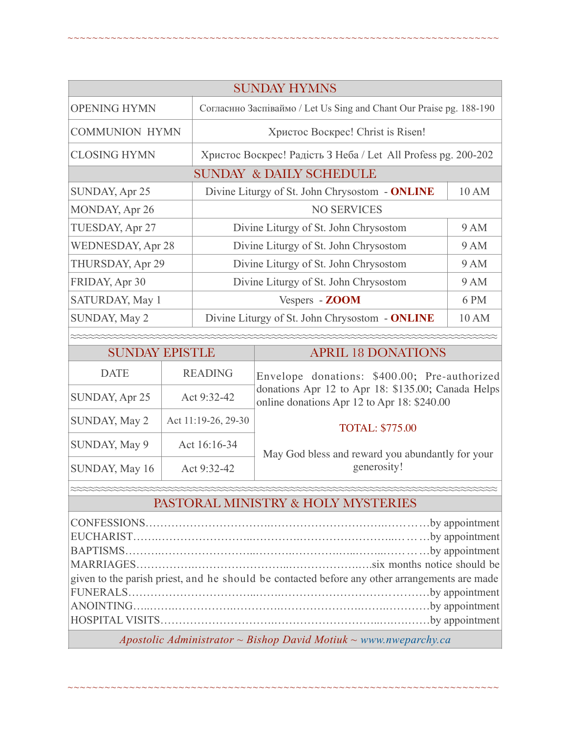## SUNDAY HYMNS

| | |
|---|---|
| OPENING HYMN | Согласно Заспіваймо / Let Us Sing and Chant Our Praise pg. 188-190 |
| COMMUNION HYMN | Христос Воскрес! Christ is Risen! |
| CLOSING HYMN | Христос Воскрес! Радість З Неба / Let All Profess pg. 200-202 |

## SUNDAY & DAILY SCHEDULE

| | | |
|---|---|---|
| SUNDAY, Apr 25 | Divine Liturgy of St. John Chrysostom - **ONLINE** | 10 AM |
| MONDAY, Apr 26 | NO SERVICES | |
| TUESDAY, Apr 27 | Divine Liturgy of St. John Chrysostom | 9 AM |
| WEDNESDAY, Apr 28 | Divine Liturgy of St. John Chrysostom | 9 AM |
| THURSDAY, Apr 29 | Divine Liturgy of St. John Chrysostom | 9 AM |
| FRIDAY, Apr 30 | Divine Liturgy of St. John Chrysostom | 9 AM |
| SATURDAY, May 1 | Vespers - **ZOOM** | 6 PM |
| SUNDAY, May 2 | Divine Liturgy of St. John Chrysostom - **ONLINE** | 10 AM |

## SUNDAY EPISTLE

| DATE | READING |
|---|---|
| SUNDAY, Apr 25 | Act 9:32-42 |
| SUNDAY, May 2 | Act 11:19-26, 29-30 |
| SUNDAY, May 9 | Act 16:16-34 |
| SUNDAY, May 16 | Act 9:32-42 |

## APRIL 18 DONATIONS

Envelope donations: $400.00; Pre-authorized donations Apr 12 to Apr 18: $135.00; Canada Helps online donations Apr 12 to Apr 18: $240.00

TOTAL: $775.00

May God bless and reward you abundantly for your generosity!

## PASTORAL MINISTRY & HOLY MYSTERIES

CONFESSIONS……………………………………………………………by appointment
EUCHARIST……………………………………………………………by appointment
BAPTISMS……………………………………………………………by appointment
MARRIAGES…………………………………………………six months notice should be given to the parish priest, and he should be contacted before any other arrangements are made
FUNERALS……………………………………………………………by appointment
ANOINTING……………………………………………………………by appointment
HOSPITAL VISITS………………………………………………………by appointment

*Apostolic Administrator ~ Bishop David Motiuk ~ www.nweparchy.ca*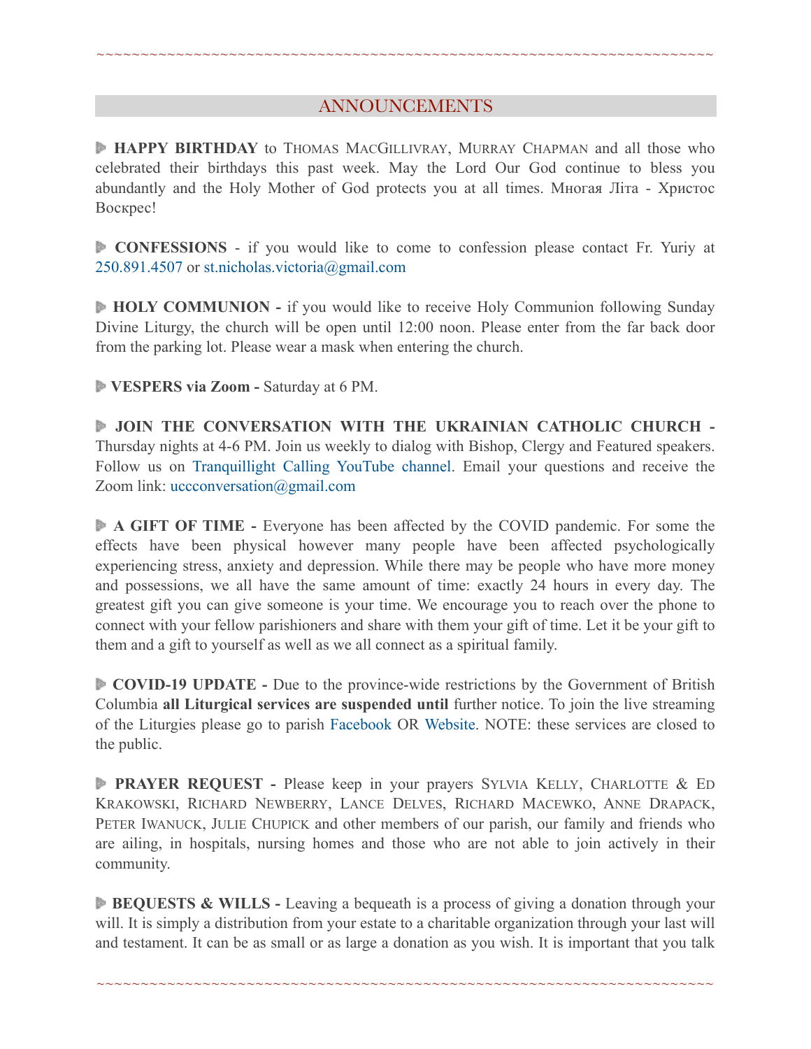~~~~~~~~~~~~~~~~~~~~~~~~~~~~~~~~~~~~~~~~~~~~~~~~~~~~~~~~~~~~~~~~~~~~~~~~

## ANNOUNCEMENTS

**HAPPY BIRTHDAY** to Thomas MacGillivray, Murray Chapman and all those who celebrated their birthdays this past week. May the Lord Our God continue to bless you abundantly and the Holy Mother of God protects you at all times. Многая Літа - Христос Воскрес!

**CONFESSIONS** - if you would like to come to confession please contact Fr. Yuriy at 250.891.4507 or st.nicholas.victoria@gmail.com

**HOLY COMMUNION -** if you would like to receive Holy Communion following Sunday Divine Liturgy, the church will be open until 12:00 noon. Please enter from the far back door from the parking lot. Please wear a mask when entering the church.

**VESPERS via Zoom -** Saturday at 6 PM.

**JOIN THE CONVERSATION WITH THE UKRAINIAN CATHOLIC CHURCH -** Thursday nights at 4-6 PM. Join us weekly to dialog with Bishop, Clergy and Featured speakers. Follow us on Tranquillight Calling YouTube channel. Email your questions and receive the Zoom link: uccconversation@gmail.com

**A GIFT OF TIME -** Everyone has been affected by the COVID pandemic. For some the effects have been physical however many people have been affected psychologically experiencing stress, anxiety and depression. While there may be people who have more money and possessions, we all have the same amount of time: exactly 24 hours in every day. The greatest gift you can give someone is your time. We encourage you to reach over the phone to connect with your fellow parishioners and share with them your gift of time. Let it be your gift to them and a gift to yourself as well as we all connect as a spiritual family.

**COVID-19 UPDATE -** Due to the province-wide restrictions by the Government of British Columbia **all Liturgical services are suspended until** further notice. To join the live streaming of the Liturgies please go to parish Facebook OR Website. NOTE: these services are closed to the public.

**PRAYER REQUEST -** Please keep in your prayers Sylvia Kelly, Charlotte & Ed Krakowski, Richard Newberry, Lance Delves, Richard Macewko, Anne Drapack, Peter Iwanuck, Julie Chupick and other members of our parish, our family and friends who are ailing, in hospitals, nursing homes and those who are not able to join actively in their community.

**BEQUESTS & WILLS -** Leaving a bequeath is a process of giving a donation through your will. It is simply a distribution from your estate to a charitable organization through your last will and testament. It can be as small or as large a donation as you wish. It is important that you talk

~~~~~~~~~~~~~~~~~~~~~~~~~~~~~~~~~~~~~~~~~~~~~~~~~~~~~~~~~~~~~~~~~~~~~~~~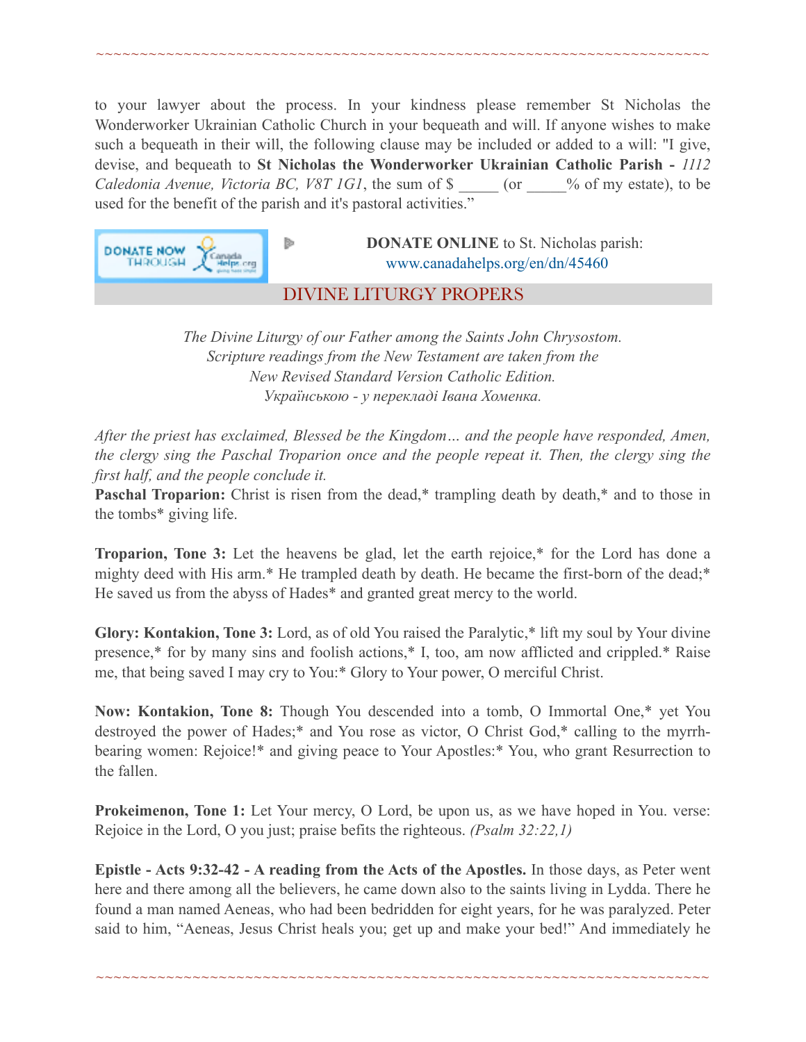to your lawyer about the process. In your kindness please remember St Nicholas the Wonderworker Ukrainian Catholic Church in your bequeath and will. If anyone wishes to make such a bequeath in their will, the following clause may be included or added to a will: "I give, devise, and bequeath to **St Nicholas the Wonderworker Ukrainian Catholic Parish -** *1112 Caledonia Avenue, Victoria BC, V8T 1G1*, the sum of $ _____ (or _____% of my estate), to be used for the benefit of the parish and it's pastoral activities."

**DONATE ONLINE** to St. Nicholas parish: www.canadahelps.org/en/dn/45460

## DIVINE LITURGY PROPERS

*The Divine Liturgy of our Father among the Saints John Chrysostom. Scripture readings from the New Testament are taken from the New Revised Standard Version Catholic Edition. Українською - у перекладі Івана Хоменка.*

*After the priest has exclaimed, Blessed be the Kingdom… and the people have responded, Amen, the clergy sing the Paschal Troparion once and the people repeat it. Then, the clergy sing the first half, and the people conclude it.*

**Paschal Troparion:** Christ is risen from the dead,* trampling death by death,* and to those in the tombs* giving life.

**Troparion, Tone 3:** Let the heavens be glad, let the earth rejoice,* for the Lord has done a mighty deed with His arm.* He trampled death by death. He became the first-born of the dead;* He saved us from the abyss of Hades* and granted great mercy to the world.

**Glory: Kontakion, Tone 3:** Lord, as of old You raised the Paralytic,* lift my soul by Your divine presence,* for by many sins and foolish actions,* I, too, am now afflicted and crippled.* Raise me, that being saved I may cry to You:* Glory to Your power, O merciful Christ.

**Now: Kontakion, Tone 8:** Though You descended into a tomb, O Immortal One,* yet You destroyed the power of Hades;* and You rose as victor, O Christ God,* calling to the myrrh-bearing women: Rejoice!* and giving peace to Your Apostles:* You, who grant Resurrection to the fallen.

**Prokeimenon, Tone 1:** Let Your mercy, O Lord, be upon us, as we have hoped in You. verse: Rejoice in the Lord, O you just; praise befits the righteous. *(Psalm 32:22,1)*

**Epistle - Acts 9:32-42 - A reading from the Acts of the Apostles.** In those days, as Peter went here and there among all the believers, he came down also to the saints living in Lydda. There he found a man named Aeneas, who had been bedridden for eight years, for he was paralyzed. Peter said to him, "Aeneas, Jesus Christ heals you; get up and make your bed!" And immediately he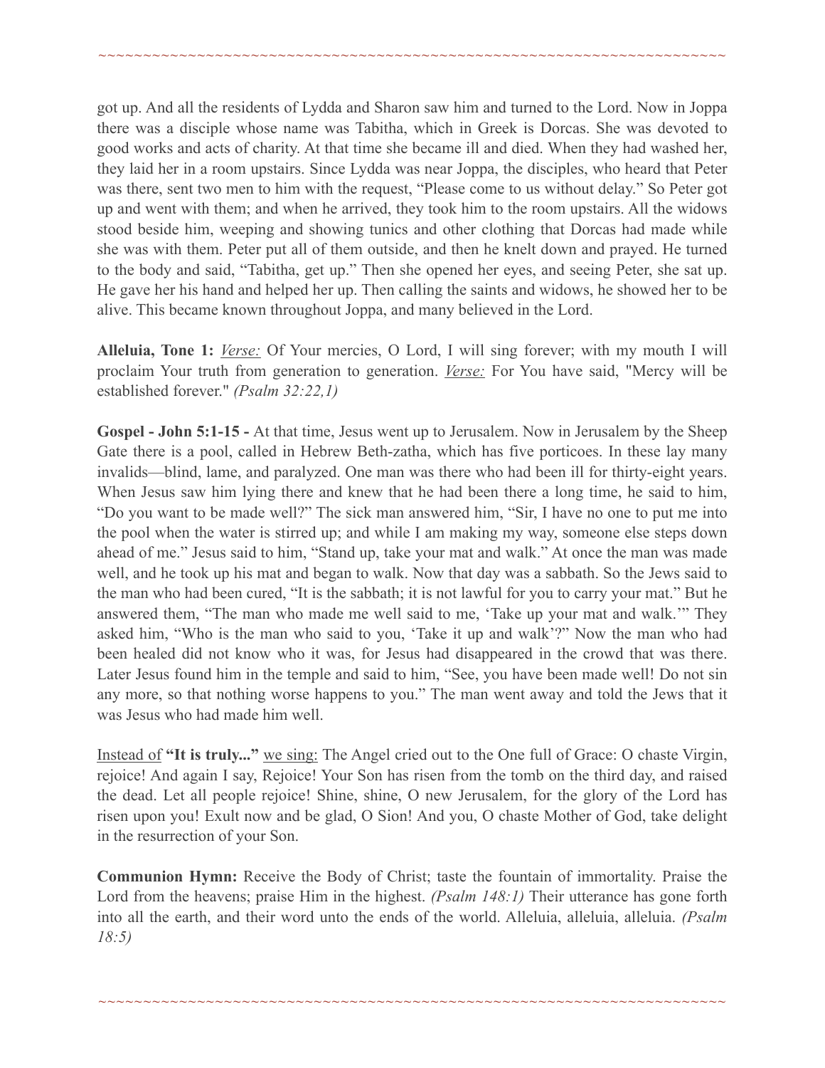got up. And all the residents of Lydda and Sharon saw him and turned to the Lord. Now in Joppa there was a disciple whose name was Tabitha, which in Greek is Dorcas. She was devoted to good works and acts of charity. At that time she became ill and died. When they had washed her, they laid her in a room upstairs. Since Lydda was near Joppa, the disciples, who heard that Peter was there, sent two men to him with the request, "Please come to us without delay." So Peter got up and went with them; and when he arrived, they took him to the room upstairs. All the widows stood beside him, weeping and showing tunics and other clothing that Dorcas had made while she was with them. Peter put all of them outside, and then he knelt down and prayed. He turned to the body and said, "Tabitha, get up." Then she opened her eyes, and seeing Peter, she sat up. He gave her his hand and helped her up. Then calling the saints and widows, he showed her to be alive. This became known throughout Joppa, and many believed in the Lord.

**Alleluia, Tone 1:** _Verse:_ Of Your mercies, O Lord, I will sing forever; with my mouth I will proclaim Your truth from generation to generation. _Verse:_ For You have said, "Mercy will be established forever." *(Psalm 32:22,1)*

**Gospel - John 5:1-15 -** At that time, Jesus went up to Jerusalem. Now in Jerusalem by the Sheep Gate there is a pool, called in Hebrew Beth-zatha, which has five porticoes. In these lay many invalids—blind, lame, and paralyzed. One man was there who had been ill for thirty-eight years. When Jesus saw him lying there and knew that he had been there a long time, he said to him, "Do you want to be made well?" The sick man answered him, "Sir, I have no one to put me into the pool when the water is stirred up; and while I am making my way, someone else steps down ahead of me." Jesus said to him, "Stand up, take your mat and walk." At once the man was made well, and he took up his mat and began to walk. Now that day was a sabbath. So the Jews said to the man who had been cured, "It is the sabbath; it is not lawful for you to carry your mat." But he answered them, "The man who made me well said to me, 'Take up your mat and walk.'" They asked him, "Who is the man who said to you, 'Take it up and walk'?" Now the man who had been healed did not know who it was, for Jesus had disappeared in the crowd that was there. Later Jesus found him in the temple and said to him, "See, you have been made well! Do not sin any more, so that nothing worse happens to you." The man went away and told the Jews that it was Jesus who had made him well.

_Instead of_ **"It is truly..."** _we sing:_ The Angel cried out to the One full of Grace: O chaste Virgin, rejoice! And again I say, Rejoice! Your Son has risen from the tomb on the third day, and raised the dead. Let all people rejoice! Shine, shine, O new Jerusalem, for the glory of the Lord has risen upon you! Exult now and be glad, O Sion! And you, O chaste Mother of God, take delight in the resurrection of your Son.

**Communion Hymn:** Receive the Body of Christ; taste the fountain of immortality. Praise the Lord from the heavens; praise Him in the highest. *(Psalm 148:1)* Their utterance has gone forth into all the earth, and their word unto the ends of the world. Alleluia, alleluia, alleluia. *(Psalm 18:5)*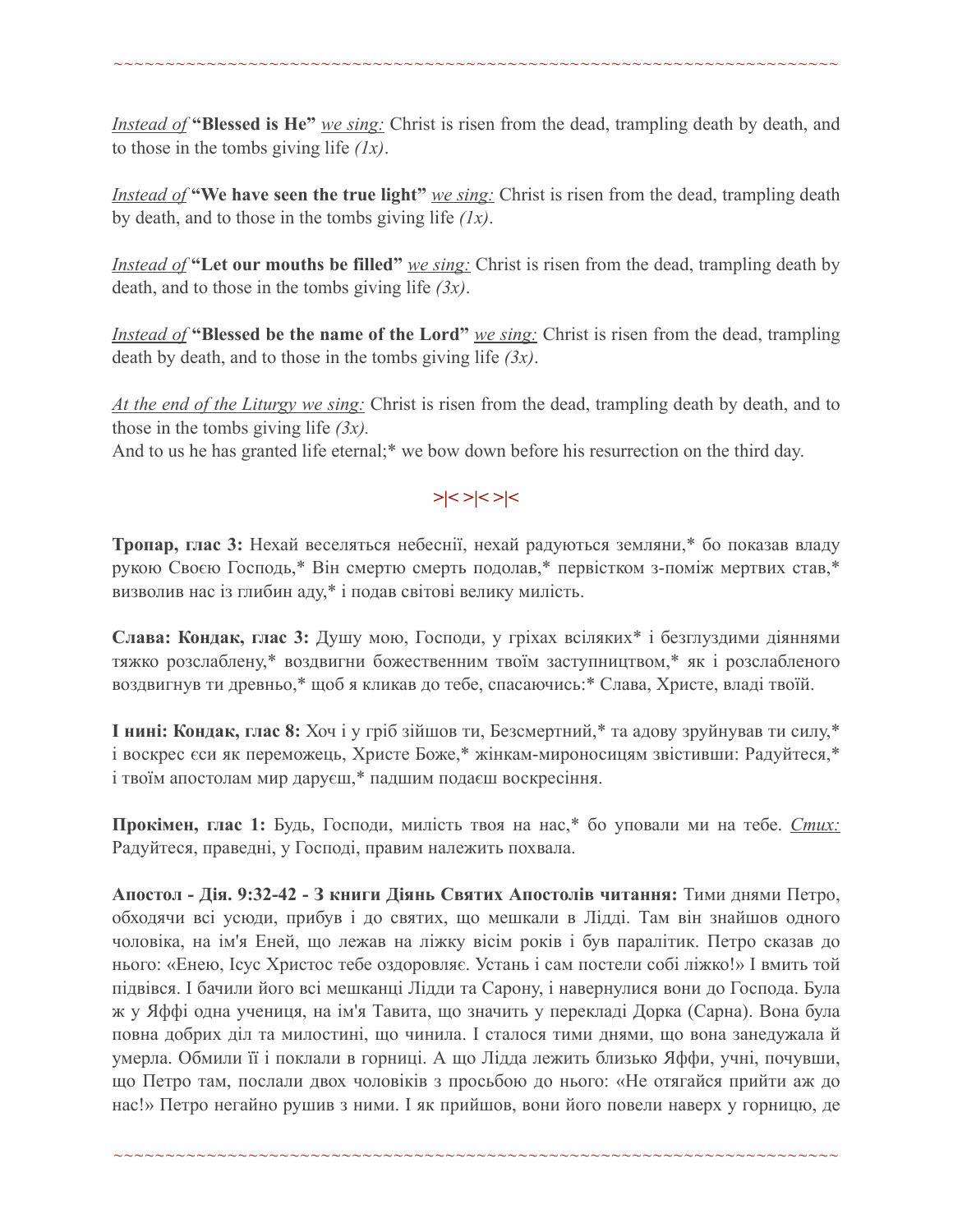*Instead of* **"Blessed is He"** *we sing:* Christ is risen from the dead, trampling death by death, and to those in the tombs giving life *(1x)*.

*Instead of* **"We have seen the true light"** *we sing:* Christ is risen from the dead, trampling death by death, and to those in the tombs giving life *(1x)*.

*Instead of* **"Let our mouths be filled"** *we sing:* Christ is risen from the dead, trampling death by death, and to those in the tombs giving life *(3x)*.

*Instead of* **"Blessed be the name of the Lord"** *we sing:* Christ is risen from the dead, trampling death by death, and to those in the tombs giving life *(3x)*.

*At the end of the Liturgy we sing:* Christ is risen from the dead, trampling death by death, and to those in the tombs giving life *(3x).*
And to us he has granted life eternal;* we bow down before his resurrection on the third day.

>|< >|< >|<

**Тропар, глас 3:** Нехай веселяться небеснії, нехай радуються земляни,* бо показав владу рукою Своєю Господь,* Він смертю смерть подолав,* первістком з-поміж мертвих став,* визволив нас із глибин аду,* і подав світові велику милість.

**Слава: Кондак, глас 3:** Душу мою, Господи, у гріхах всіляких* і безглуздими діяннями тяжко розслаблену,* воздвигни божественним твоїм заступництвом,* як і розслабленого воздвигнув ти древньо,* щоб я кликав до тебе, спасаючись:* Слава, Христе, владі твоїй.

**І нині: Кондак, глас 8:** Хоч і у гріб зійшов ти, Безсмертний,* та адову зруйнував ти силу,* і воскрес єси як переможець, Христе Боже,* жінкам-мироносицям звістивши: Радуйтеся,* і твоїм апостолам мир даруєш,* падшим подаєш воскресіння.

**Прокімен, глас 1:** Будь, Господи, милість твоя на нас,* бо уповали ми на тебе. *Стих:* Радуйтеся, праведні, у Господі, правим належить похвала.

**Апостол - Дія. 9:32-42 - З книги Діянь Святих Апостолів читання:** Тими днями Петро, обходячи всі усюди, прибув і до святих, що мешкали в Лідді. Там він знайшов одного чоловіка, на ім'я Еней, що лежав на ліжку вісім років і був паралітик. Петро сказав до нього: «Енею, Ісус Христос тебе оздоровляє. Устань і сам постели собі ліжко!» І вмить той підвівся. І бачили його всі мешканці Лідди та Сарону, і навернулися вони до Господа. Була ж у Яффі одна учениця, на ім'я Тавита, що значить у перекладі Дорка (Сарна). Вона була повна добрих діл та милостині, що чинила. І сталося тими днями, що вона занедужала й умерла. Обмили її і поклали в горниці. А що Лідда лежить близько Яффи, учні, почувши, що Петро там, послали двох чоловіків з просьбою до нього: «Не отягайся прийти аж до нас!» Петро негайно рушив з ними. І як прийшов, вони його повели наверх у горницю, де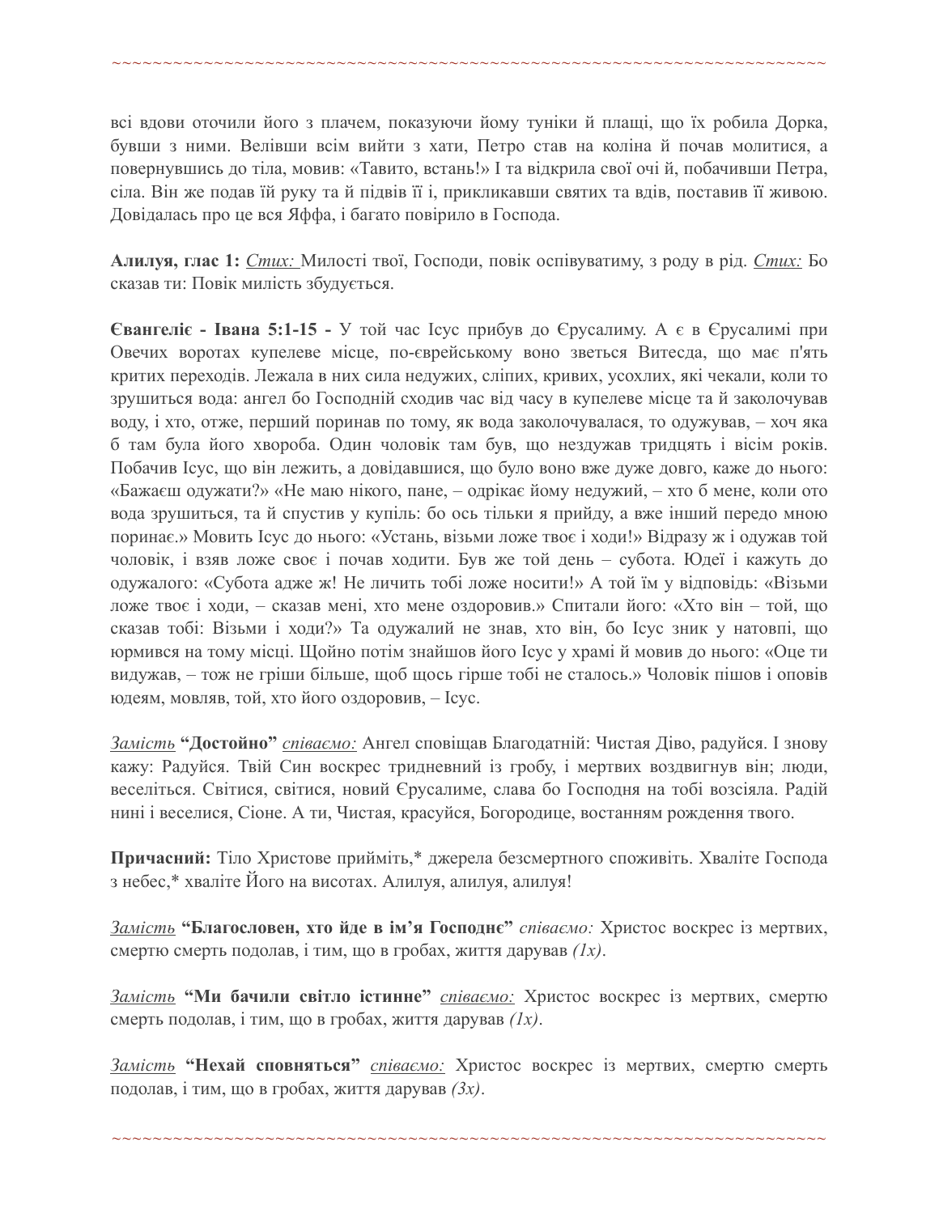всі вдови оточили його з плачем, показуючи йому туніки й плащі, що їх робила Дорка, бувши з ними. Велівши всім вийти з хати, Петро став на коліна й почав молитися, а повернувшись до тіла, мовив: «Тавито, встань!» І та відкрила свої очі й, побачивши Петра, сіла. Він же подав їй руку та й підвів її і, прикликавши святих та вдів, поставив її живою. Довідалась про це вся Яффа, і багато повірило в Господа.

**Алилуя, глас 1:** _Стих:_ Милості твої, Господи, повік оспівуватиму, з роду в рід. _Стих:_ Бо сказав ти: Повік милість збудується.

**Євангеліє - Івана 5:1-15 -** У той час Ісус прибув до Єрусалиму. А є в Єрусалимі при Овечих воротах купелеве місце, по-єврейському воно зветься Витесда, що має п'ять критих переходів. Лежала в них сила недужих, сліпих, кривих, усохлих, які чекали, коли то зрушиться вода: ангел бо Господній сходив час від часу в купелеве місце та й заколочував воду, і хто, отже, перший поринав по тому, як вода заколочувалася, то одужував, – хоч яка б там була його хвороба. Один чоловік там був, що нездужав тридцять і вісім років. Побачив Ісус, що він лежить, а довідавшися, що було воно вже дуже довго, каже до нього: «Бажаєш одужати?» «Не маю нікого, пане, – одрікає йому недужий, – хто б мене, коли ото вода зрушиться, та й спустив у купіль: бо ось тільки я прийду, а вже інший передо мною поринає.» Мовить Ісус до нього: «Устань, візьми ложе твоє і ходи!» Відразу ж і одужав той чоловік, і взяв ложе своє і почав ходити. Був же той день – субота. Юдеї і кажуть до одужалого: «Субота адже ж! Не личить тобі ложе носити!» А той їм у відповідь: «Візьми ложе твоє і ходи, – сказав мені, хто мене оздоровив.» Спитали його: «Хто він – той, що сказав тобі: Візьми і ходи?» Та одужалий не знав, хто він, бо Ісус зник у натовпі, що юрмився на тому місці. Щойно потім знайшов його Ісус у храмі й мовив до нього: «Оце ти видужав, – тож не гріши більше, щоб щось гірше тобі не сталось.» Чоловік пішов і оповів юдеям, мовляв, той, хто його оздоровив, – Ісус.

_Замість_ **"Достойно"** _співаємо:_ Ангел сповіщав Благодатній: Чистая Діво, радуйся. І знову кажу: Радуйся. Твій Син воскрес тридневний із гробу, і мертвих воздвигнув він; люди, веселіться. Світися, світися, новий Єрусалиме, слава бо Господня на тобі возсіяла. Радій нині і веселися, Сіоне. А ти, Чистая, красуйся, Богородице, востанням рождення твого.

**Причасний:** Тіло Христове прийміть,* джерела безсмертного споживіть. Хваліте Господа з небес,* хваліте Його на висотах. Алилуя, алилуя, алилуя!

_Замість_ **"Благословен, хто йде в ім'я Господнє"** _співаємо:_ Христос воскрес із мертвих, смертю смерть подолав, і тим, що в гробах, життя дарував _(1x)_.

_Замість_ **"Ми бачили світло істинне"** _співаємо:_ Христос воскрес із мертвих, смертю смерть подолав, і тим, що в гробах, життя дарував _(1x)_.

_Замість_ **"Нехай сповняться"** _співаємо:_ Христос воскрес із мертвих, смертю смерть подолав, і тим, що в гробах, життя дарував _(3x)_.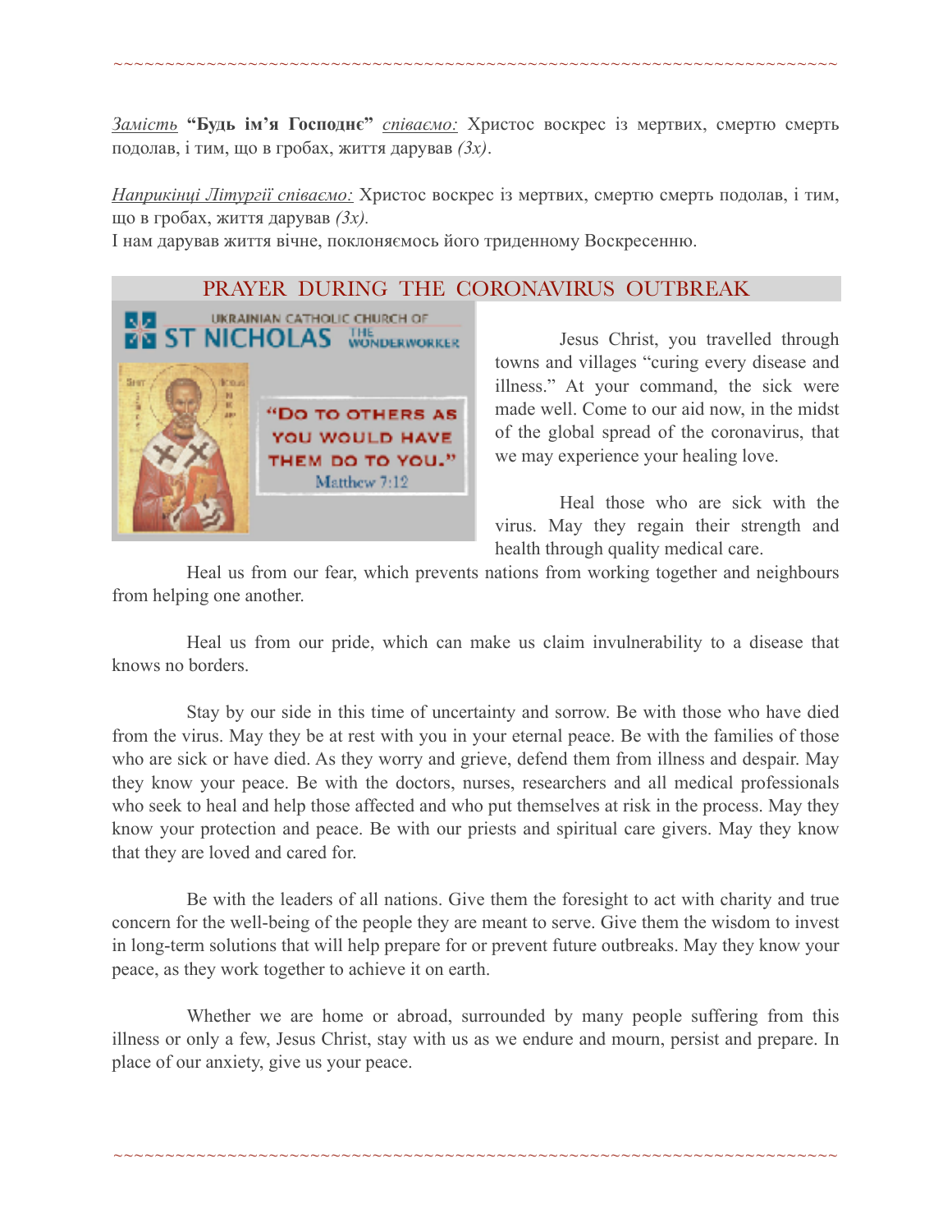~~~~~~~~~~~~~~~~~~~~~~~~~~~~~~~~~~~~~~~~~~~~~~~~~~~~~~~~~~~~~~~~~~~~~~~~~~

*Замість* **"Будь ім'я Господнє"** *співаємо:* Христос воскрес із мертвих, смертю смерть подолав, і тим, що в гробах, життя дарував *(3х)*.

*Наприкінці Літургії співаємо:* Христос воскрес із мертвих, смертю смерть подолав, і тим, що в гробах, життя дарував *(3х).*
І нам дарував життя вічне, поклоняємось його триденному Воскресенню.

## PRAYER DURING THE CORONAVIRUS OUTBREAK

UKRAINIAN CATHOLIC CHURCH OF ST NICHOLAS THE WONDERWORKER

"DO TO OTHERS AS YOU WOULD HAVE THEM DO TO YOU." Matthew 7:12

Jesus Christ, you travelled through towns and villages "curing every disease and illness." At your command, the sick were made well. Come to our aid now, in the midst of the global spread of the coronavirus, that we may experience your healing love.

Heal those who are sick with the virus. May they regain their strength and health through quality medical care.

Heal us from our fear, which prevents nations from working together and neighbours from helping one another.

Heal us from our pride, which can make us claim invulnerability to a disease that knows no borders.

Stay by our side in this time of uncertainty and sorrow. Be with those who have died from the virus. May they be at rest with you in your eternal peace. Be with the families of those who are sick or have died. As they worry and grieve, defend them from illness and despair. May they know your peace. Be with the doctors, nurses, researchers and all medical professionals who seek to heal and help those affected and who put themselves at risk in the process. May they know your protection and peace. Be with our priests and spiritual care givers. May they know that they are loved and cared for.

Be with the leaders of all nations. Give them the foresight to act with charity and true concern for the well-being of the people they are meant to serve. Give them the wisdom to invest in long-term solutions that will help prepare for or prevent future outbreaks. May they know your peace, as they work together to achieve it on earth.

Whether we are home or abroad, surrounded by many people suffering from this illness or only a few, Jesus Christ, stay with us as we endure and mourn, persist and prepare. In place of our anxiety, give us your peace.

~~~~~~~~~~~~~~~~~~~~~~~~~~~~~~~~~~~~~~~~~~~~~~~~~~~~~~~~~~~~~~~~~~~~~~~~~~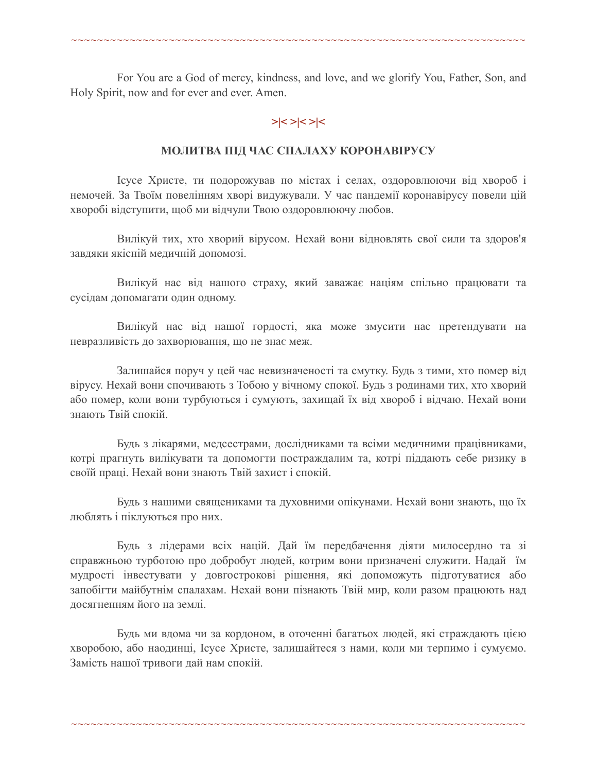For You are a God of mercy, kindness, and love, and we glorify You, Father, Son, and Holy Spirit, now and for ever and ever. Amen.

>|< >|< >|<

## МОЛИТВА ПІД ЧАС СПАЛАХУ КОРОНАВІРУСУ

Ісусе Христе, ти подорожував по містах і селах, оздоровлюючи від хвороб і немочей. За Твоїм повелінням хворі видужували. У час пандемії коронавірусу повели цій хворобі відступити, щоб ми відчули Твою оздоровлюючу любов.

Вилікуй тих, хто хворий вірусом. Нехай вони відновлять свої сили та здоров'я завдяки якісній медичній допомозі.

Вилікуй нас від нашого страху, який заважає націям спільно працювати та сусідам допомагати один одному.

Вилікуй нас від нашої гордості, яка може змусити нас претендувати на невразливість до захворювання, що не знає меж.

Залишайся поруч у цей час невизначеності та смутку. Будь з тими, хто помер від вірусу. Нехай вони спочивають з Тобою у вічному спокої. Будь з родинами тих, хто хворий або помер, коли вони турбуються і сумують, захищай їх від хвороб і відчаю. Нехай вони знають Твій спокій.

Будь з лікарями, медсестрами, дослідниками та всіми медичними працівниками, котрі прагнуть вилікувати та допомогти постраждалим та, котрі піддають себе ризику в своїй праці. Нехай вони знають Твій захист і спокій.

Будь з нашими священиками та духовними опікунами. Нехай вони знають, що їх люблять і піклуються про них.

Будь з лідерами всіх націй. Дай їм передбачення діяти милосердно та зі справжньою турботою про добробут людей, котрим вони призначені служити. Надай їм мудрості інвестувати у довгострокові рішення, які допоможуть підготуватися або запобігти майбутнім спалахам. Нехай вони пізнають Твій мир, коли разом працюють над досягненням його на землі.

Будь ми вдома чи за кордоном, в оточенні багатьох людей, які страждають цією хворобою, або наодинці, Ісусе Христе, залишайтеся з нами, коли ми терпимо і сумуємо. Замість нашої тривоги дай нам спокій.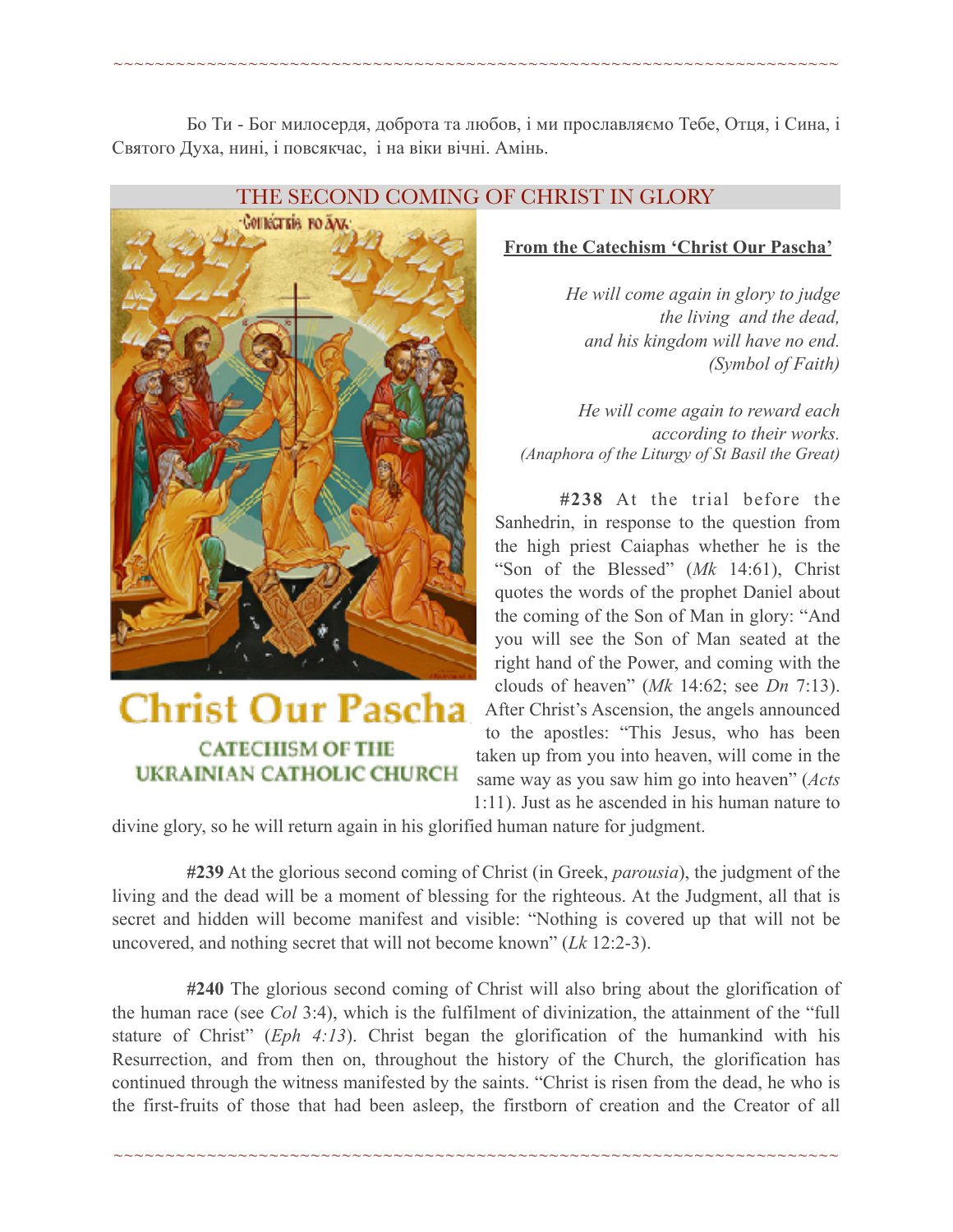Бо Ти - Бог милосердя, доброта та любов, і ми прославляємо Тебе, Отця, і Сина, і Святого Духа, нині, і повсякчас,  і на віки вічні. Амінь.

## THE SECOND COMING OF CHRIST IN GLORY

**From the Catechism 'Christ Our Pascha'**

*He will come again in glory to judge the living and the dead, and his kingdom will have no end. (Symbol of Faith)*

*He will come again to reward each according to their works. (Anaphora of the Liturgy of St Basil the Great)*

**#238** At the trial before the Sanhedrin, in response to the question from the high priest Caiaphas whether he is the "Son of the Blessed" (*Mk* 14:61), Christ quotes the words of the prophet Daniel about the coming of the Son of Man in glory: "And you will see the Son of Man seated at the right hand of the Power, and coming with the clouds of heaven" (*Mk* 14:62; see *Dn* 7:13). After Christ's Ascension, the angels announced to the apostles: "This Jesus, who has been taken up from you into heaven, will come in the same way as you saw him go into heaven" (*Acts* 1:11). Just as he ascended in his human nature to divine glory, so he will return again in his glorified human nature for judgment.

**#239** At the glorious second coming of Christ (in Greek, *parousia*), the judgment of the living and the dead will be a moment of blessing for the righteous. At the Judgment, all that is secret and hidden will become manifest and visible: "Nothing is covered up that will not be uncovered, and nothing secret that will not become known" (*Lk* 12:2-3).

**#240** The glorious second coming of Christ will also bring about the glorification of the human race (see *Col* 3:4), which is the fulfilment of divinization, the attainment of the "full stature of Christ" (*Eph 4:13*). Christ began the glorification of the humankind with his Resurrection, and from then on, throughout the history of the Church, the glorification has continued through the witness manifested by the saints. "Christ is risen from the dead, he who is the first-fruits of those that had been asleep, the firstborn of creation and the Creator of all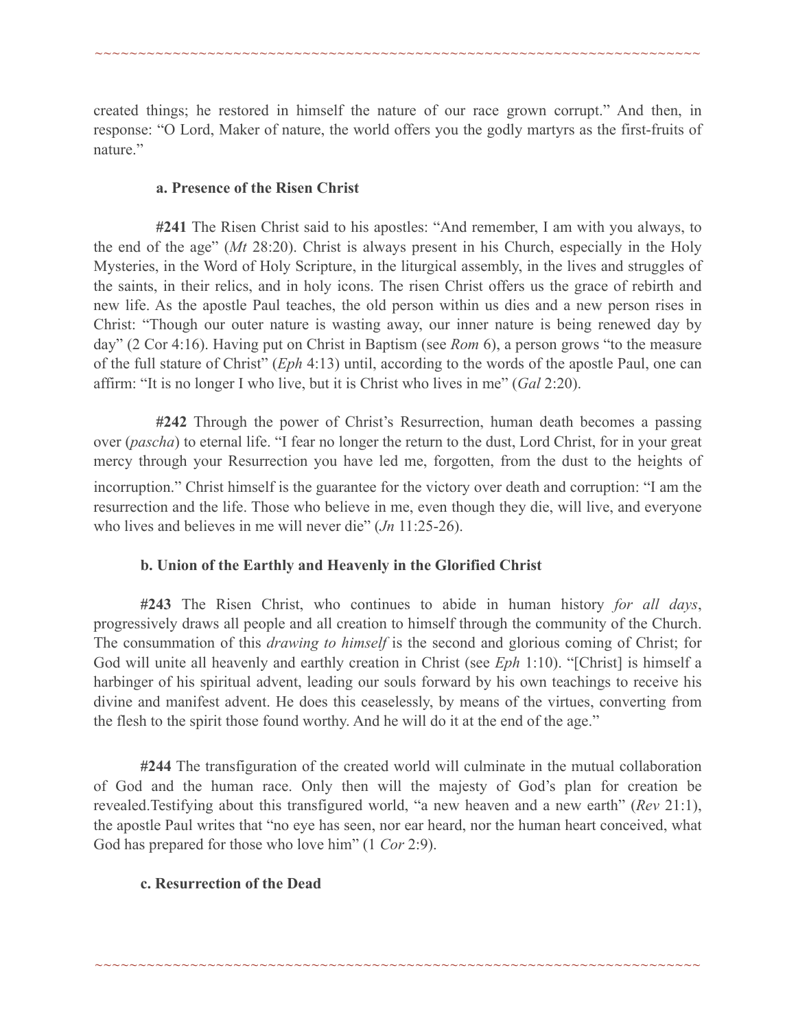created things; he restored in himself the nature of our race grown corrupt." And then, in response: "O Lord, Maker of nature, the world offers you the godly martyrs as the first-fruits of nature."

### a. Presence of the Risen Christ

**#241** The Risen Christ said to his apostles: "And remember, I am with you always, to the end of the age" (*Mt* 28:20). Christ is always present in his Church, especially in the Holy Mysteries, in the Word of Holy Scripture, in the liturgical assembly, in the lives and struggles of the saints, in their relics, and in holy icons. The risen Christ offers us the grace of rebirth and new life. As the apostle Paul teaches, the old person within us dies and a new person rises in Christ: "Though our outer nature is wasting away, our inner nature is being renewed day by day" (2 Cor 4:16). Having put on Christ in Baptism (see *Rom* 6), a person grows "to the measure of the full stature of Christ" (*Eph* 4:13) until, according to the words of the apostle Paul, one can affirm: "It is no longer I who live, but it is Christ who lives in me" (*Gal* 2:20).

**#242** Through the power of Christ's Resurrection, human death becomes a passing over (*pascha*) to eternal life. "I fear no longer the return to the dust, Lord Christ, for in your great mercy through your Resurrection you have led me, forgotten, from the dust to the heights of incorruption." Christ himself is the guarantee for the victory over death and corruption: "I am the resurrection and the life. Those who believe in me, even though they die, will live, and everyone who lives and believes in me will never die" (*Jn* 11:25-26).

### b. Union of the Earthly and Heavenly in the Glorified Christ

**#243** The Risen Christ, who continues to abide in human history *for all days*, progressively draws all people and all creation to himself through the community of the Church. The consummation of this *drawing to himself* is the second and glorious coming of Christ; for God will unite all heavenly and earthly creation in Christ (see *Eph* 1:10). "[Christ] is himself a harbinger of his spiritual advent, leading our souls forward by his own teachings to receive his divine and manifest advent. He does this ceaselessly, by means of the virtues, converting from the flesh to the spirit those found worthy. And he will do it at the end of the age."

**#244** The transfiguration of the created world will culminate in the mutual collaboration of God and the human race. Only then will the majesty of God's plan for creation be revealed.Testifying about this transfigured world, "a new heaven and a new earth" (*Rev* 21:1), the apostle Paul writes that "no eye has seen, nor ear heard, nor the human heart conceived, what God has prepared for those who love him" (1 *Cor* 2:9).

### c. Resurrection of the Dead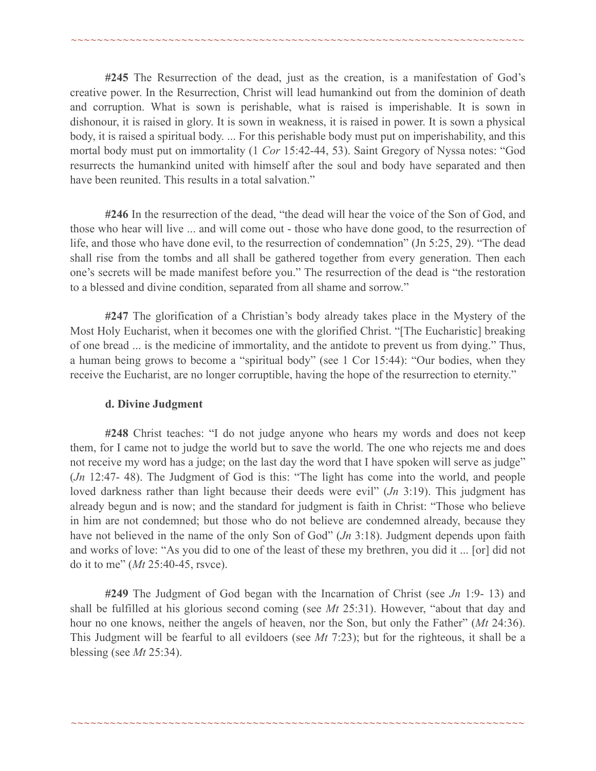**#245** The Resurrection of the dead, just as the creation, is a manifestation of God's creative power. In the Resurrection, Christ will lead humankind out from the dominion of death and corruption. What is sown is perishable, what is raised is imperishable. It is sown in dishonour, it is raised in glory. It is sown in weakness, it is raised in power. It is sown a physical body, it is raised a spiritual body. ... For this perishable body must put on imperishability, and this mortal body must put on immortality (1 *Cor* 15:42-44, 53). Saint Gregory of Nyssa notes: "God resurrects the humankind united with himself after the soul and body have separated and then have been reunited. This results in a total salvation."

**#246** In the resurrection of the dead, "the dead will hear the voice of the Son of God, and those who hear will live ... and will come out - those who have done good, to the resurrection of life, and those who have done evil, to the resurrection of condemnation" (Jn 5:25, 29). "The dead shall rise from the tombs and all shall be gathered together from every generation. Then each one's secrets will be made manifest before you." The resurrection of the dead is "the restoration to a blessed and divine condition, separated from all shame and sorrow."

**#247** The glorification of a Christian's body already takes place in the Mystery of the Most Holy Eucharist, when it becomes one with the glorified Christ. "[The Eucharistic] breaking of one bread ... is the medicine of immortality, and the antidote to prevent us from dying." Thus, a human being grows to become a "spiritual body" (see 1 Cor 15:44): "Our bodies, when they receive the Eucharist, are no longer corruptible, having the hope of the resurrection to eternity."

**d. Divine Judgment**

**#248** Christ teaches: "I do not judge anyone who hears my words and does not keep them, for I came not to judge the world but to save the world. The one who rejects me and does not receive my word has a judge; on the last day the word that I have spoken will serve as judge" (*Jn* 12:47- 48). The Judgment of God is this: "The light has come into the world, and people loved darkness rather than light because their deeds were evil" (*Jn* 3:19). This judgment has already begun and is now; and the standard for judgment is faith in Christ: "Those who believe in him are not condemned; but those who do not believe are condemned already, because they have not believed in the name of the only Son of God" (*Jn* 3:18). Judgment depends upon faith and works of love: "As you did to one of the least of these my brethren, you did it ... [or] did not do it to me" (*Mt* 25:40-45, rsvce).

**#249** The Judgment of God began with the Incarnation of Christ (see *Jn* 1:9- 13) and shall be fulfilled at his glorious second coming (see *Mt* 25:31). However, "about that day and hour no one knows, neither the angels of heaven, nor the Son, but only the Father" (*Mt* 24:36). This Judgment will be fearful to all evildoers (see *Mt* 7:23); but for the righteous, it shall be a blessing (see *Mt* 25:34).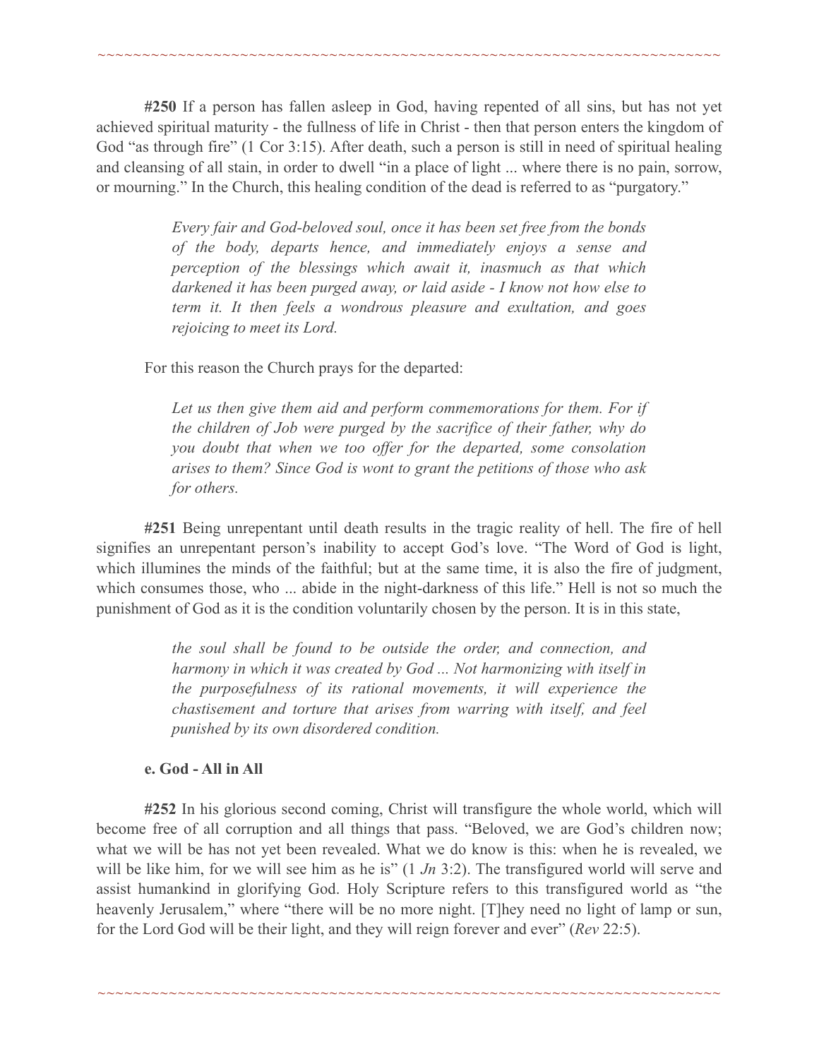**#250** If a person has fallen asleep in God, having repented of all sins, but has not yet achieved spiritual maturity - the fullness of life in Christ - then that person enters the kingdom of God "as through fire" (1 Cor 3:15). After death, such a person is still in need of spiritual healing and cleansing of all stain, in order to dwell "in a place of light ... where there is no pain, sorrow, or mourning." In the Church, this healing condition of the dead is referred to as "purgatory."

> *Every fair and God-beloved soul, once it has been set free from the bonds of the body, departs hence, and immediately enjoys a sense and perception of the blessings which await it, inasmuch as that which darkened it has been purged away, or laid aside - I know not how else to term it. It then feels a wondrous pleasure and exultation, and goes rejoicing to meet its Lord.*

For this reason the Church prays for the departed:

> *Let us then give them aid and perform commemorations for them. For if the children of Job were purged by the sacrifice of their father, why do you doubt that when we too offer for the departed, some consolation arises to them? Since God is wont to grant the petitions of those who ask for others.*

**#251** Being unrepentant until death results in the tragic reality of hell. The fire of hell signifies an unrepentant person's inability to accept God's love. "The Word of God is light, which illumines the minds of the faithful; but at the same time, it is also the fire of judgment, which consumes those, who ... abide in the night-darkness of this life." Hell is not so much the punishment of God as it is the condition voluntarily chosen by the person. It is in this state,

> *the soul shall be found to be outside the order, and connection, and harmony in which it was created by God ... Not harmonizing with itself in the purposefulness of its rational movements, it will experience the chastisement and torture that arises from warring with itself, and feel punished by its own disordered condition.*

**e. God - All in All**

**#252** In his glorious second coming, Christ will transfigure the whole world, which will become free of all corruption and all things that pass. "Beloved, we are God's children now; what we will be has not yet been revealed. What we do know is this: when he is revealed, we will be like him, for we will see him as he is" (1 *Jn* 3:2). The transfigured world will serve and assist humankind in glorifying God. Holy Scripture refers to this transfigured world as "the heavenly Jerusalem," where "there will be no more night. [T]hey need no light of lamp or sun, for the Lord God will be their light, and they will reign forever and ever" (*Rev* 22:5).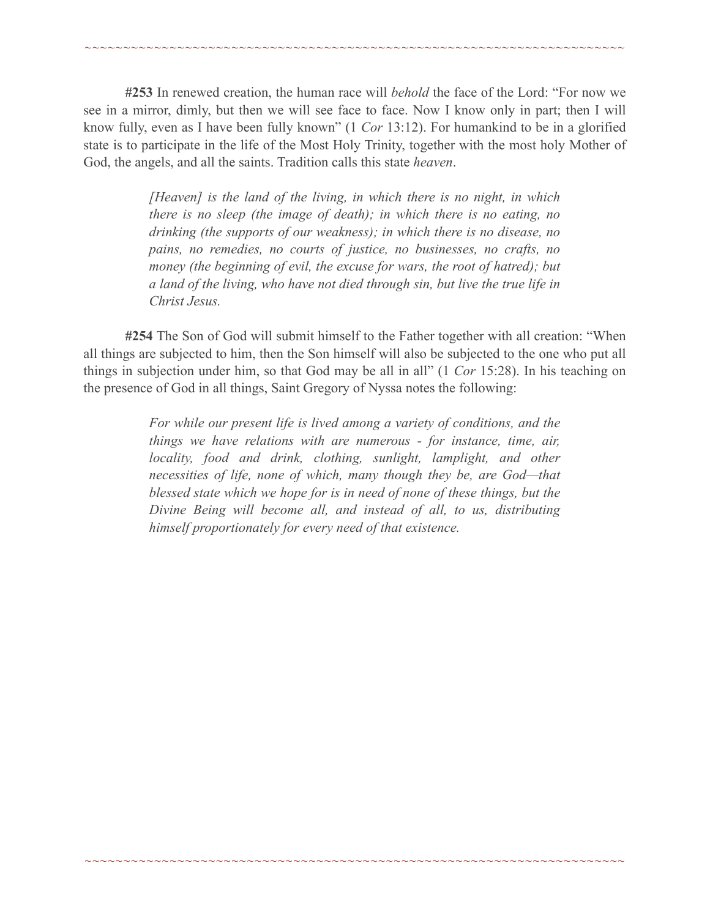**#253** In renewed creation, the human race will *behold* the face of the Lord: "For now we see in a mirror, dimly, but then we will see face to face. Now I know only in part; then I will know fully, even as I have been fully known" (1 *Cor* 13:12). For humankind to be in a glorified state is to participate in the life of the Most Holy Trinity, together with the most holy Mother of God, the angels, and all the saints. Tradition calls this state *heaven*.

> *[Heaven] is the land of the living, in which there is no night, in which there is no sleep (the image of death); in which there is no eating, no drinking (the supports of our weakness); in which there is no disease, no pains, no remedies, no courts of justice, no businesses, no crafts, no money (the beginning of evil, the excuse for wars, the root of hatred); but a land of the living, who have not died through sin, but live the true life in Christ Jesus.*

**#254** The Son of God will submit himself to the Father together with all creation: "When all things are subjected to him, then the Son himself will also be subjected to the one who put all things in subjection under him, so that God may be all in all" (1 *Cor* 15:28). In his teaching on the presence of God in all things, Saint Gregory of Nyssa notes the following:

> *For while our present life is lived among a variety of conditions, and the things we have relations with are numerous - for instance, time, air, locality, food and drink, clothing, sunlight, lamplight, and other necessities of life, none of which, many though they be, are God—that blessed state which we hope for is in need of none of these things, but the Divine Being will become all, and instead of all, to us, distributing himself proportionately for every need of that existence.*